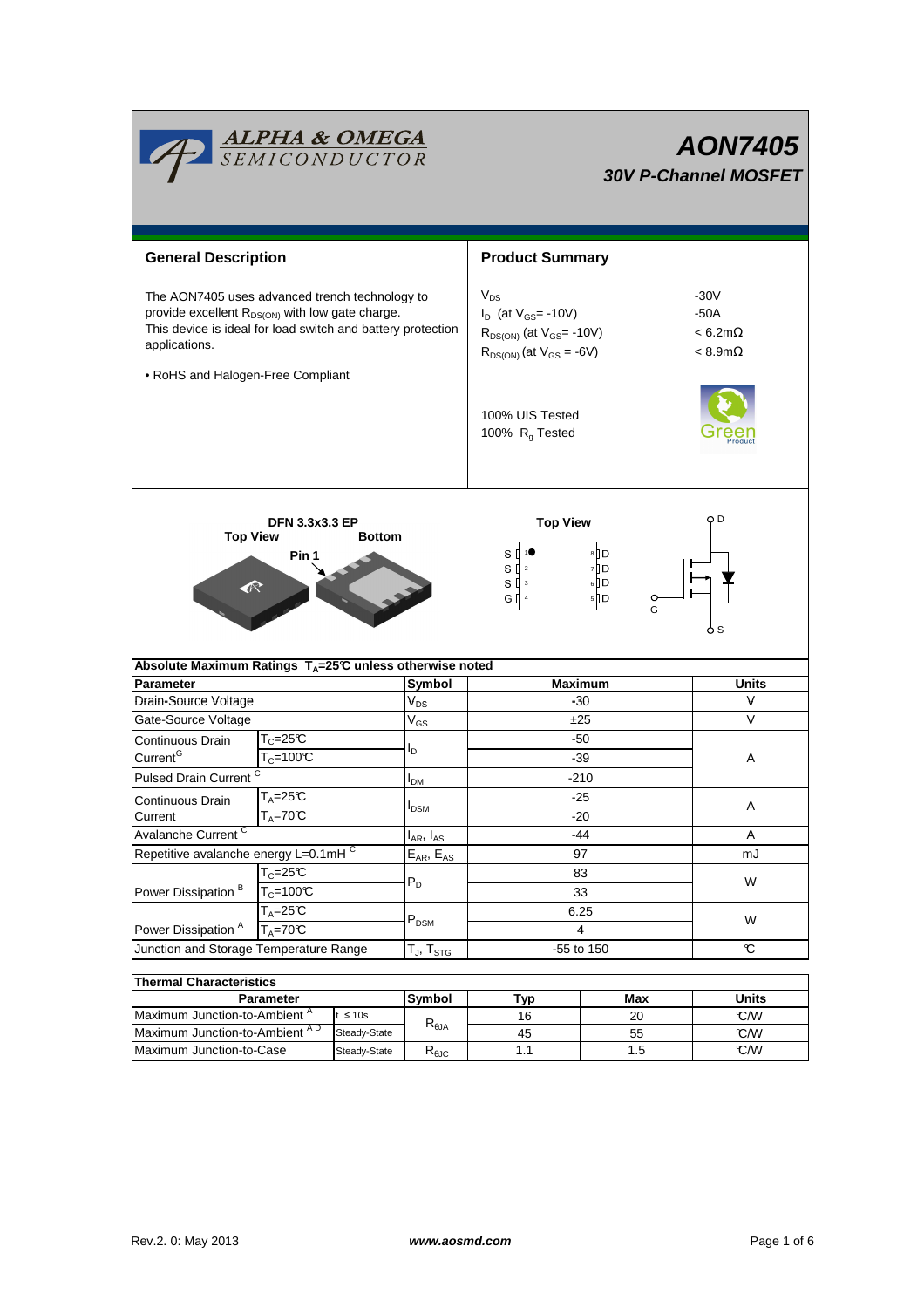# AON7405

## 30V P-Channel MOSFET

## General Description

The AON7405 uses advanced trench technology to provide excellent $R_{DS(ON)}$ with low gate charge. This device is ideal for load switch and battery protection applications.

• RoHS and Halogen-Free Compliant

## Product Summary

| | |
|---|---|
| $V_{DS}$ | -30V |
| $I_D$ (at $V_{GS}$= -10V) | -50A |
| $R_{DS(ON)}$ (at $V_{GS}$= -10V) | < 6.2mΩ |
| $R_{DS(ON)}$ (at $V_{GS}$ = -6V) | < 8.9mΩ |

100% UIS Tested
100% $R_g$ Tested

DFN 3.3x3.3 EP
Top View — Bottom — Pin 1

Top View: S 1, S 2, S 3, G 4 / 8 D, 7 D, 6 D, 5 D

D, G, S

## Absolute Maximum Ratings $T_A$=25°C unless otherwise noted

| Parameter | | Symbol | Maximum | Units |
|---|---|---|---|---|
| Drain-Source Voltage | | $V_{DS}$ | -30 | V |
| Gate-Source Voltage | | $V_{GS}$ | ±25 | V |
| Continuous Drain Current[G] | $T_C$=25°C | $I_D$ | -50 | A |
| | $T_C$=100°C | | -39 | |
| Pulsed Drain Current [C] | | $I_{DM}$ | -210 | |
| Continuous Drain Current | $T_A$=25°C | $I_{DSM}$ | -25 | A |
| | $T_A$=70°C | | -20 | |
| Avalanche Current [C] | | $I_{AR}$, $I_{AS}$ | -44 | A |
| Repetitive avalanche energy L=0.1mH [C] | | $E_{AR}$, $E_{AS}$ | 97 | mJ |
| Power Dissipation [B] | $T_C$=25°C | $P_D$ | 83 | W |
| | $T_C$=100°C | | 33 | |
| Power Dissipation [A] | $T_A$=25°C | $P_{DSM}$ | 6.25 | W |
| | $T_A$=70°C | | 4 | |
| Junction and Storage Temperature Range | | $T_J$, $T_{STG}$ | -55 to 150 | °C |

## Thermal Characteristics

| Parameter | | Symbol | Typ | Max | Units |
|---|---|---|---|---|---|
| Maximum Junction-to-Ambient [A] | t ≤ 10s | $R_{\theta JA}$ | 16 | 20 | °C/W |
| Maximum Junction-to-Ambient [A D] | Steady-State | | 45 | 55 | °C/W |
| Maximum Junction-to-Case | Steady-State | $R_{\theta JC}$ | 1.1 | 1.5 | °C/W |

Rev.2. 0: May 2013 www.aosmd.com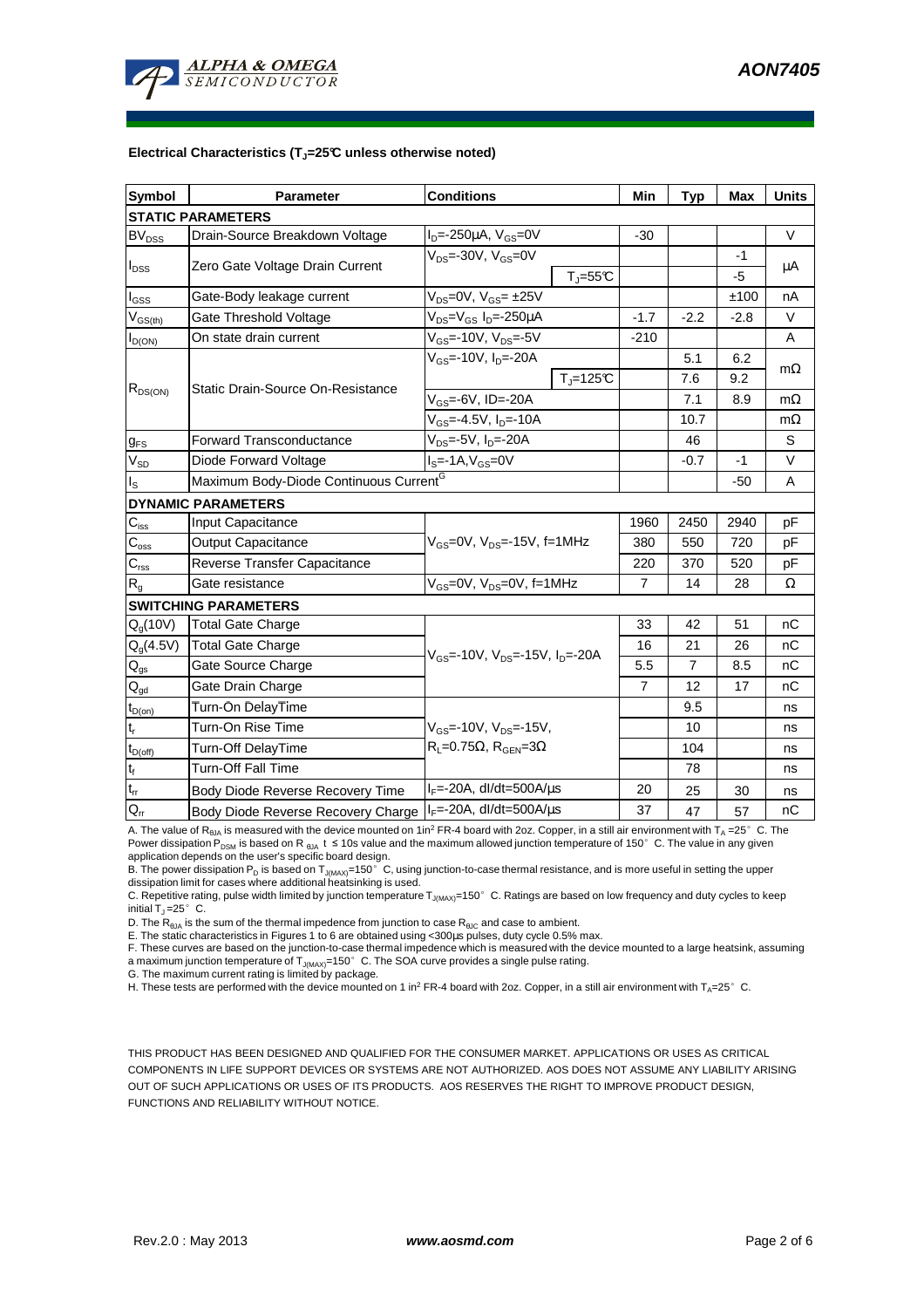**Electrical Characteristics ($T_J$=25°C unless otherwise noted)**

| Symbol | Parameter | Conditions | | Min | Typ | Max | Units |
|---|---|---|---|---|---|---|---|
| **STATIC PARAMETERS** | | | | | | | |
| $BV_{DSS}$ | Drain-Source Breakdown Voltage | $I_D$=-250µA, $V_{GS}$=0V | | -30 | | | V |
| $I_{DSS}$ | Zero Gate Voltage Drain Current | $V_{DS}$=-30V, $V_{GS}$=0V | | | | -1 | µA |
| | | | $T_J$=55°C | | | -5 | |
| $I_{GSS}$ | Gate-Body leakage current | $V_{DS}$=0V, $V_{GS}$= ±25V | | | | ±100 | nA |
| $V_{GS(th)}$ | Gate Threshold Voltage | $V_{DS}$=$V_{GS}$ $I_D$=-250µA | | -1.7 | -2.2 | -2.8 | V |
| $I_{D(ON)}$ | On state drain current | $V_{GS}$=-10V, $V_{DS}$=-5V | | -210 | | | A |
| $R_{DS(ON)}$ | Static Drain-Source On-Resistance | $V_{GS}$=-10V, $I_D$=-20A | | | 5.1 | 6.2 | mΩ |
| | | | $T_J$=125°C | | 7.6 | 9.2 | |
| | | $V_{GS}$=-6V, ID=-20A | | | 7.1 | 8.9 | mΩ |
| | | $V_{GS}$=-4.5V, $I_D$=-10A | | | 10.7 | | mΩ |
| $g_{FS}$ | Forward Transconductance | $V_{DS}$=-5V, $I_D$=-20A | | | 46 | | S |
| $V_{SD}$ | Diode Forward Voltage | $I_S$=-1A,$V_{GS}$=0V | | | -0.7 | -1 | V |
| $I_S$ | Maximum Body-Diode Continuous Current[G] | | | | | -50 | A |
| **DYNAMIC PARAMETERS** | | | | | | | |
| $C_{iss}$ | Input Capacitance | $V_{GS}$=0V, $V_{DS}$=-15V, f=1MHz | | 1960 | 2450 | 2940 | pF |
| $C_{oss}$ | Output Capacitance | | | 380 | 550 | 720 | pF |
| $C_{rss}$ | Reverse Transfer Capacitance | | | 220 | 370 | 520 | pF |
| $R_g$ | Gate resistance | $V_{GS}$=0V, $V_{DS}$=0V, f=1MHz | | 7 | 14 | 28 | Ω |
| **SWITCHING PARAMETERS** | | | | | | | |
| $Q_g$(10V) | Total Gate Charge | $V_{GS}$=-10V, $V_{DS}$=-15V, $I_D$=-20A | | 33 | 42 | 51 | nC |
| $Q_g$(4.5V) | Total Gate Charge | | | 16 | 21 | 26 | nC |
| $Q_{gs}$ | Gate Source Charge | | | 5.5 | 7 | 8.5 | nC |
| $Q_{gd}$ | Gate Drain Charge | | | 7 | 12 | 17 | nC |
| $t_{D(on)}$ | Turn-On DelayTime | $V_{GS}$=-10V, $V_{DS}$=-15V, $R_L$=0.75Ω, $R_{GEN}$=3Ω | | | 9.5 | | ns |
| $t_r$ | Turn-On Rise Time | | | | 10 | | ns |
| $t_{D(off)}$ | Turn-Off DelayTime | | | | 104 | | ns |
| $t_f$ | Turn-Off Fall Time | | | | 78 | | ns |
| $t_{rr}$ | Body Diode Reverse Recovery Time | $I_F$=-20A, dI/dt=500A/µs | | 20 | 25 | 30 | ns |
| $Q_{rr}$ | Body Diode Reverse Recovery Charge | $I_F$=-20A, dI/dt=500A/µs | | 37 | 47 | 57 | nC |

A. The value of $R_{\theta JA}$ is measured with the device mounted on 1in² FR-4 board with 2oz. Copper, in a still air environment with $T_A$ =25° C. The Power dissipation $P_{DSM}$ is based on R $_{\theta JA}$ t ≤ 10s value and the maximum allowed junction temperature of 150° C. The value in any given application depends on the user's specific board design.

B. The power dissipation $P_D$ is based on $T_{J(MAX)}$=150° C, using junction-to-case thermal resistance, and is more useful in setting the upper dissipation limit for cases where additional heatsinking is used.

C. Repetitive rating, pulse width limited by junction temperature $T_{J(MAX)}$=150° C. Ratings are based on low frequency and duty cycles to keep initial $T_J$ =25° C.

D. The $R_{\theta JA}$ is the sum of the thermal impedence from junction to case $R_{\theta JC}$ and case to ambient.

E. The static characteristics in Figures 1 to 6 are obtained using <300µs pulses, duty cycle 0.5% max.

F. These curves are based on the junction-to-case thermal impedence which is measured with the device mounted to a large heatsink, assuming a maximum junction temperature of $T_{J(MAX)}$=150° C. The SOA curve provides a single pulse rating.

G. The maximum current rating is limited by package.

H. These tests are performed with the device mounted on 1 in² FR-4 board with 2oz. Copper, in a still air environment with $T_A$=25° C.

THIS PRODUCT HAS BEEN DESIGNED AND QUALIFIED FOR THE CONSUMER MARKET. APPLICATIONS OR USES AS CRITICAL COMPONENTS IN LIFE SUPPORT DEVICES OR SYSTEMS ARE NOT AUTHORIZED. AOS DOES NOT ASSUME ANY LIABILITY ARISING OUT OF SUCH APPLICATIONS OR USES OF ITS PRODUCTS. AOS RESERVES THE RIGHT TO IMPROVE PRODUCT DESIGN, FUNCTIONS AND RELIABILITY WITHOUT NOTICE.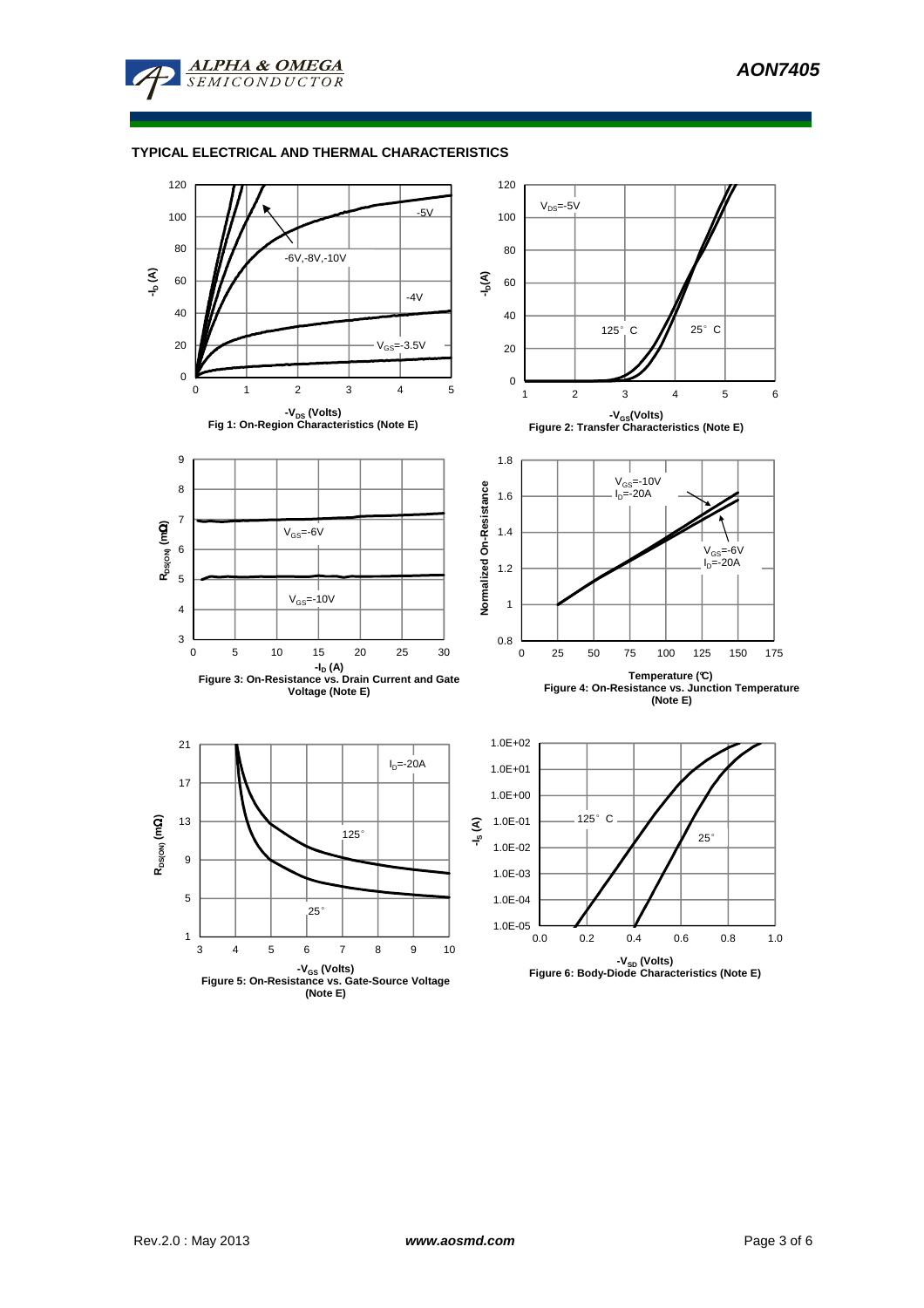## TYPICAL ELECTRICAL AND THERMAL CHARACTERISTICS

Fig 1: On-Region Characteristics (Note E)

Figure 2: Transfer Characteristics (Note E)

Figure 3: On-Resistance vs. Drain Current and Gate Voltage (Note E)

Figure 4: On-Resistance vs. Junction Temperature (Note E)

Figure 5: On-Resistance vs. Gate-Source Voltage (Note E)

Figure 6: Body-Diode Characteristics (Note E)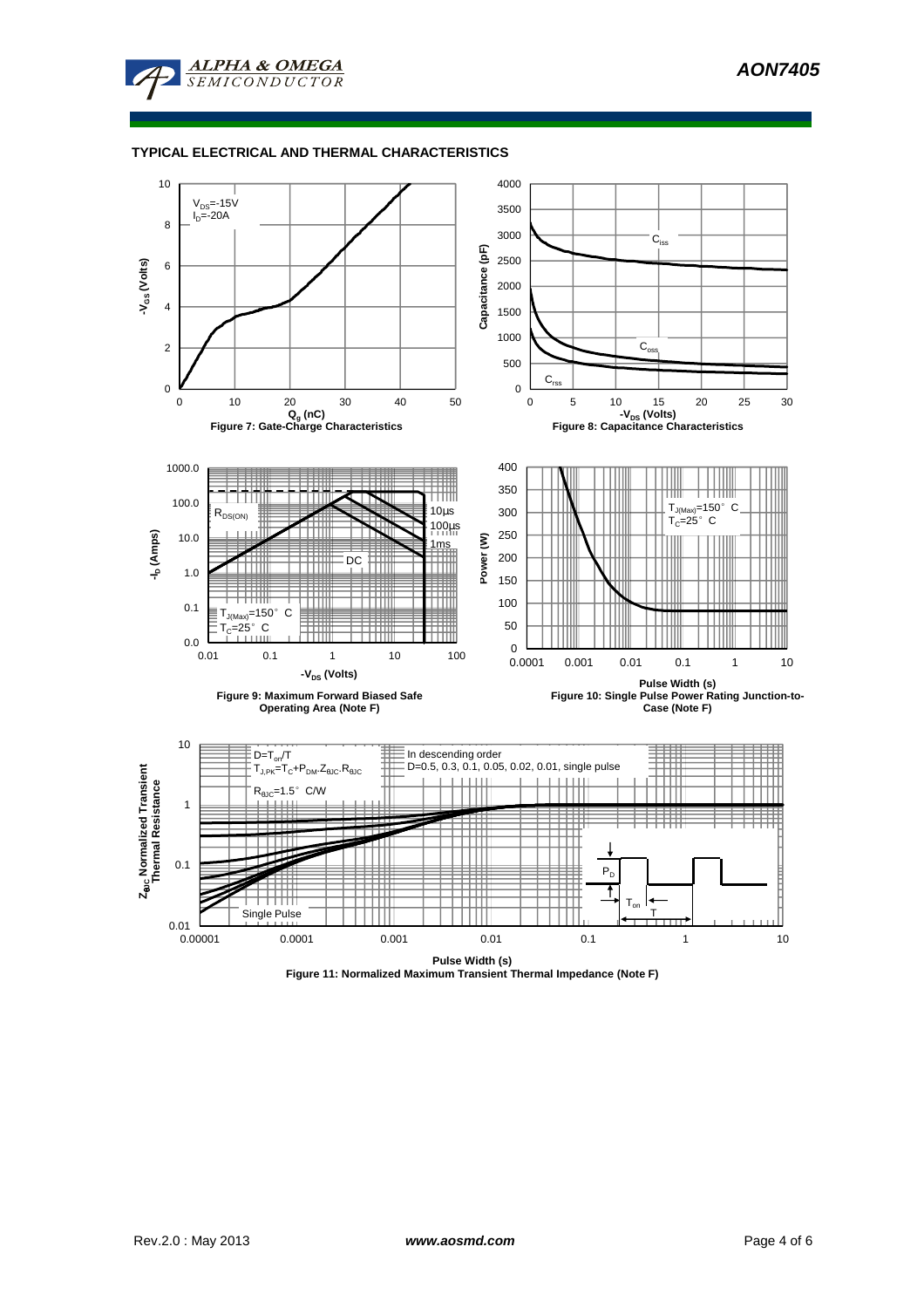## TYPICAL ELECTRICAL AND THERMAL CHARACTERISTICS

$V_{DS}$=-15V
$I_D$=-20A

$-V_{GS}$ (Volts)

$Q_g$ (nC)

Figure 7: Gate-Charge Characteristics

$C_{iss}$

$C_{oss}$

$C_{rss}$

Capacitance (pF)

$-V_{DS}$ (Volts)

Figure 8: Capacitance Characteristics

$R_{DS(ON)}$

10µs

100µs

1ms

DC

$T_{J(Max)}$=150° C
$T_C$=25° C

$-I_D$ (Amps)

$-V_{DS}$ (Volts)

Figure 9: Maximum Forward Biased Safe Operating Area (Note F)

$T_{J(Max)}$=150° C
$T_C$=25° C

Power (W)

Pulse Width (s)

Figure 10: Single Pulse Power Rating Junction-to-Case (Note F)

$D=T_{on}/T$
$T_{J,PK}=T_C+P_{DM}.Z_{\theta JC}.R_{\theta JC}$

$R_{\theta JC}$=1.5° C/W

In descending order
D=0.5, 0.3, 0.1, 0.05, 0.02, 0.01, single pulse

Single Pulse

$P_D$

$T_{on}$

T

$Z_{\theta JC}$ Normalized Transient Thermal Resistance

Pulse Width (s)

Figure 11: Normalized Maximum Transient Thermal Impedance (Note F)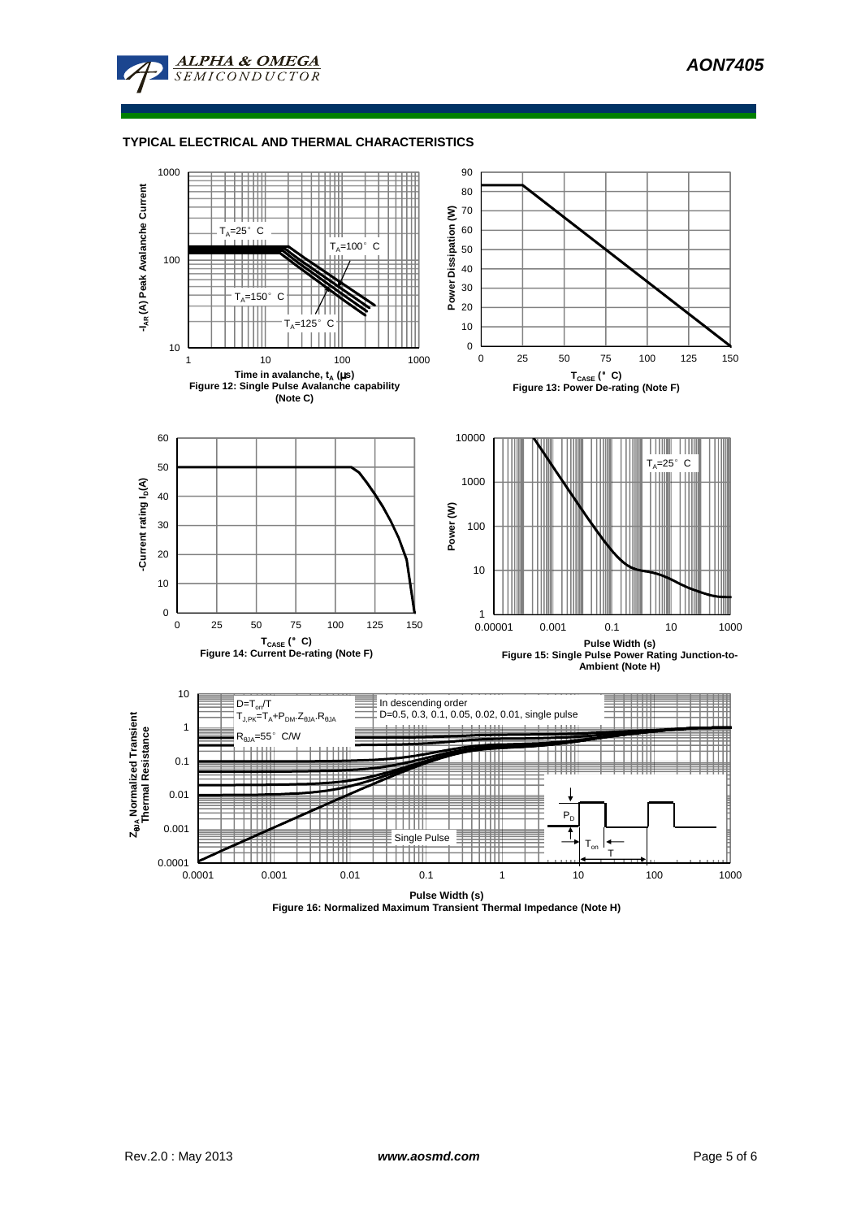## TYPICAL ELECTRICAL AND THERMAL CHARACTERISTICS

Figure 12: Single Pulse Avalanche capability (Note C)

Figure 13: Power De-rating (Note F)

Figure 14: Current De-rating (Note F)

Figure 15: Single Pulse Power Rating Junction-to-Ambient (Note H)

Figure 16: Normalized Maximum Transient Thermal Impedance (Note H)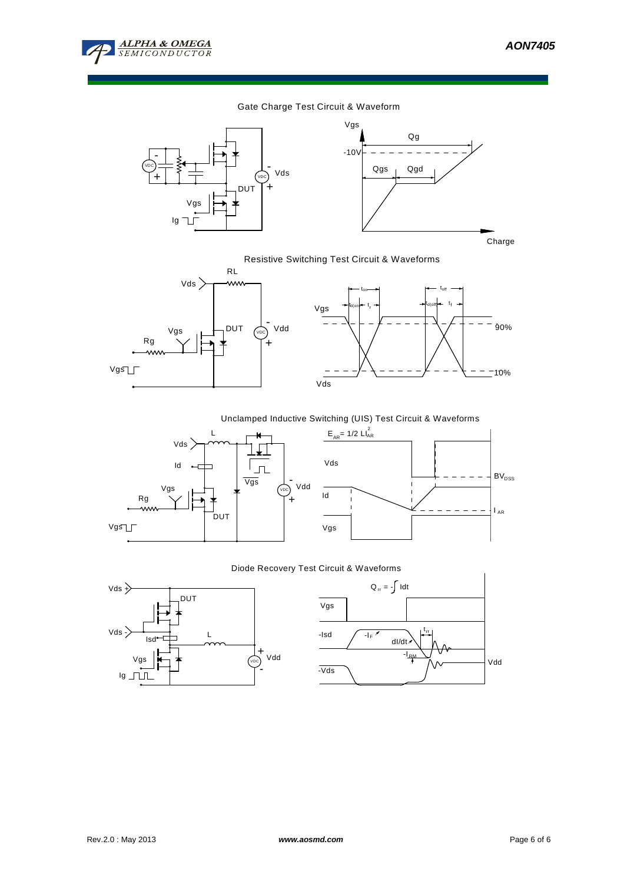## Gate Charge Test Circuit & Waveform

VDC
-
+
Vgs
Ig
DUT
-
Vds
+

Vgs
Qg
-10V
Qgs
Qgd
Charge

## Resistive Switching Test Circuit & Waveforms

RL
Vds
Vgs
Rg
Vgs
DUT
-
Vdd
+

$t_{on}$
$t_{d(on)}$
$t_r$
$t_{off}$
$t_{d(off)}$
$t_f$
Vgs
90%
10%
Vds

## Unclamped Inductive Switching (UIS) Test Circuit & Waveforms

L
Vds
Id
Vgs
Rg
Vgs
DUT
Vgs
-
Vdd
+

$E_{AR} = 1/2\ LI_{AR}^2$
Vds
$BV_{DSS}$
Id
$I_{AR}$
Vgs

## Diode Recovery Test Circuit & Waveforms

Vds +
DUT
Vds -
Isd
L
Vgs
Ig
+
Vdd
-

$Q_{rr} = -\int Idt$
Vgs
-Isd
$-I_F$
dI/dt
$t_{rr}$
$-I_{RM}$
-Vds
Vdd